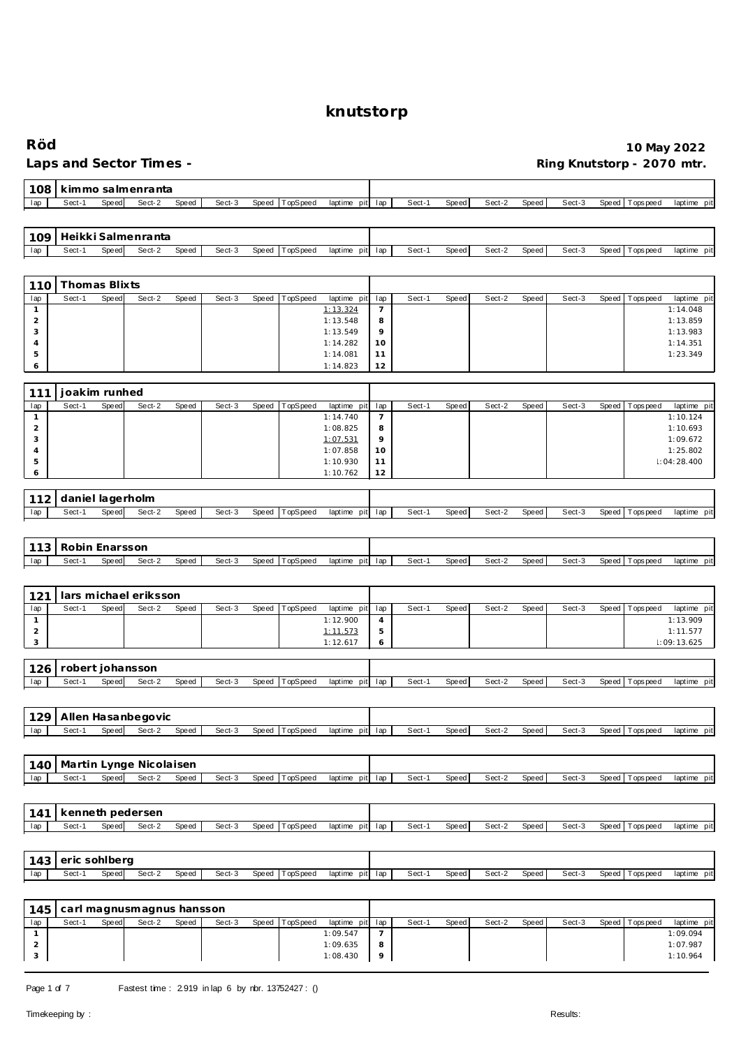# knutstorp

**Röd** **10 May 2022**

**Laps and Sector Times -** **Ring Knutstorp - 2070 mtr.**

## 108 kimmo salmenranta

| lap | Sect-1 | Speed | Sect-2 | Speed | Sect-3 | Speed | TopSpeed | laptime pit | lap | Sect-1 | Speed | Sect-2 | Speed | Sect-3 | Speed | Topspeed | laptime pit |
|---|---|---|---|---|---|---|---|---|---|---|---|---|---|---|---|---|---|

## 109 Heikki Salmenranta

| lap | Sect-1 | Speed | Sect-2 | Speed | Sect-3 | Speed | TopSpeed | laptime pit | lap | Sect-1 | Speed | Sect-2 | Speed | Sect-3 | Speed | Topspeed | laptime pit |
|---|---|---|---|---|---|---|---|---|---|---|---|---|---|---|---|---|---|

## 110 Thomas Blixts

| lap | Sect-1 | Speed | Sect-2 | Speed | Sect-3 | Speed | TopSpeed | laptime pit | lap | Sect-1 | Speed | Sect-2 | Speed | Sect-3 | Speed | Topspeed | laptime pit |
|---|---|---|---|---|---|---|---|---|---|---|---|---|---|---|---|---|---|
| 1 | | | | | | | | 1:13.324 | 7 | | | | | | | | 1:14.048 |
| 2 | | | | | | | | 1:13.548 | 8 | | | | | | | | 1:13.859 |
| 3 | | | | | | | | 1:13.549 | 9 | | | | | | | | 1:13.983 |
| 4 | | | | | | | | 1:14.282 | 10 | | | | | | | | 1:14.351 |
| 5 | | | | | | | | 1:14.081 | 11 | | | | | | | | 1:23.349 |
| 6 | | | | | | | | 1:14.823 | 12 | | | | | | | | |

## 111 joakim runhed

| lap | Sect-1 | Speed | Sect-2 | Speed | Sect-3 | Speed | TopSpeed | laptime pit | lap | Sect-1 | Speed | Sect-2 | Speed | Sect-3 | Speed | Topspeed | laptime pit |
|---|---|---|---|---|---|---|---|---|---|---|---|---|---|---|---|---|---|
| 1 | | | | | | | | 1:14.740 | 7 | | | | | | | | 1:10.124 |
| 2 | | | | | | | | 1:08.825 | 8 | | | | | | | | 1:10.693 |
| 3 | | | | | | | | 1:07.531 | 9 | | | | | | | | 1:09.672 |
| 4 | | | | | | | | 1:07.858 | 10 | | | | | | | | 1:25.802 |
| 5 | | | | | | | | 1:10.930 | 11 | | | | | | | | l:04:28.400 |
| 6 | | | | | | | | 1:10.762 | 12 | | | | | | | | |

## 112 daniel lagerholm

| lap | Sect-1 | Speed | Sect-2 | Speed | Sect-3 | Speed | TopSpeed | laptime pit | lap | Sect-1 | Speed | Sect-2 | Speed | Sect-3 | Speed | Topspeed | laptime pit |
|---|---|---|---|---|---|---|---|---|---|---|---|---|---|---|---|---|---|

## 113 Robin Enarsson

| lap | Sect-1 | Speed | Sect-2 | Speed | Sect-3 | Speed | TopSpeed | laptime pit | lap | Sect-1 | Speed | Sect-2 | Speed | Sect-3 | Speed | Topspeed | laptime pit |
|---|---|---|---|---|---|---|---|---|---|---|---|---|---|---|---|---|---|

## 121 lars michael eriksson

| lap | Sect-1 | Speed | Sect-2 | Speed | Sect-3 | Speed | TopSpeed | laptime pit | lap | Sect-1 | Speed | Sect-2 | Speed | Sect-3 | Speed | Topspeed | laptime pit |
|---|---|---|---|---|---|---|---|---|---|---|---|---|---|---|---|---|---|
| 1 | | | | | | | | 1:12.900 | 4 | | | | | | | | 1:13.909 |
| 2 | | | | | | | | 1:11.573 | 5 | | | | | | | | 1:11.577 |
| 3 | | | | | | | | 1:12.617 | 6 | | | | | | | | l:09:13.625 |

## 126 robert johansson

| lap | Sect-1 | Speed | Sect-2 | Speed | Sect-3 | Speed | TopSpeed | laptime pit | lap | Sect-1 | Speed | Sect-2 | Speed | Sect-3 | Speed | Topspeed | laptime pit |
|---|---|---|---|---|---|---|---|---|---|---|---|---|---|---|---|---|---|

## 129 Allen Hasanbegovic

| lap | Sect-1 | Speed | Sect-2 | Speed | Sect-3 | Speed | TopSpeed | laptime pit | lap | Sect-1 | Speed | Sect-2 | Speed | Sect-3 | Speed | Topspeed | laptime pit |
|---|---|---|---|---|---|---|---|---|---|---|---|---|---|---|---|---|---|

## 140 Martin Lynge Nicolaisen

| lap | Sect-1 | Speed | Sect-2 | Speed | Sect-3 | Speed | TopSpeed | laptime pit | lap | Sect-1 | Speed | Sect-2 | Speed | Sect-3 | Speed | Topspeed | laptime pit |
|---|---|---|---|---|---|---|---|---|---|---|---|---|---|---|---|---|---|

## 141 kenneth pedersen

| lap | Sect-1 | Speed | Sect-2 | Speed | Sect-3 | Speed | TopSpeed | laptime pit | lap | Sect-1 | Speed | Sect-2 | Speed | Sect-3 | Speed | Topspeed | laptime pit |
|---|---|---|---|---|---|---|---|---|---|---|---|---|---|---|---|---|---|

## 143 eric sohlberg

| lap | Sect-1 | Speed | Sect-2 | Speed | Sect-3 | Speed | TopSpeed | laptime pit | lap | Sect-1 | Speed | Sect-2 | Speed | Sect-3 | Speed | Topspeed | laptime pit |
|---|---|---|---|---|---|---|---|---|---|---|---|---|---|---|---|---|---|

## 145 carl magnusmagnus hansson

| lap | Sect-1 | Speed | Sect-2 | Speed | Sect-3 | Speed | TopSpeed | laptime pit | lap | Sect-1 | Speed | Sect-2 | Speed | Sect-3 | Speed | Topspeed | laptime pit |
|---|---|---|---|---|---|---|---|---|---|---|---|---|---|---|---|---|---|
| 1 | | | | | | | | 1:09.547 | 7 | | | | | | | | 1:09.094 |
| 2 | | | | | | | | 1:09.635 | 8 | | | | | | | | 1:07.987 |
| 3 | | | | | | | | 1:08.430 | 9 | | | | | | | | 1:10.964 |

Fastest time : 2.919 in lap 6 by nbr. 13752427 : ()

Timekeeping by : Results: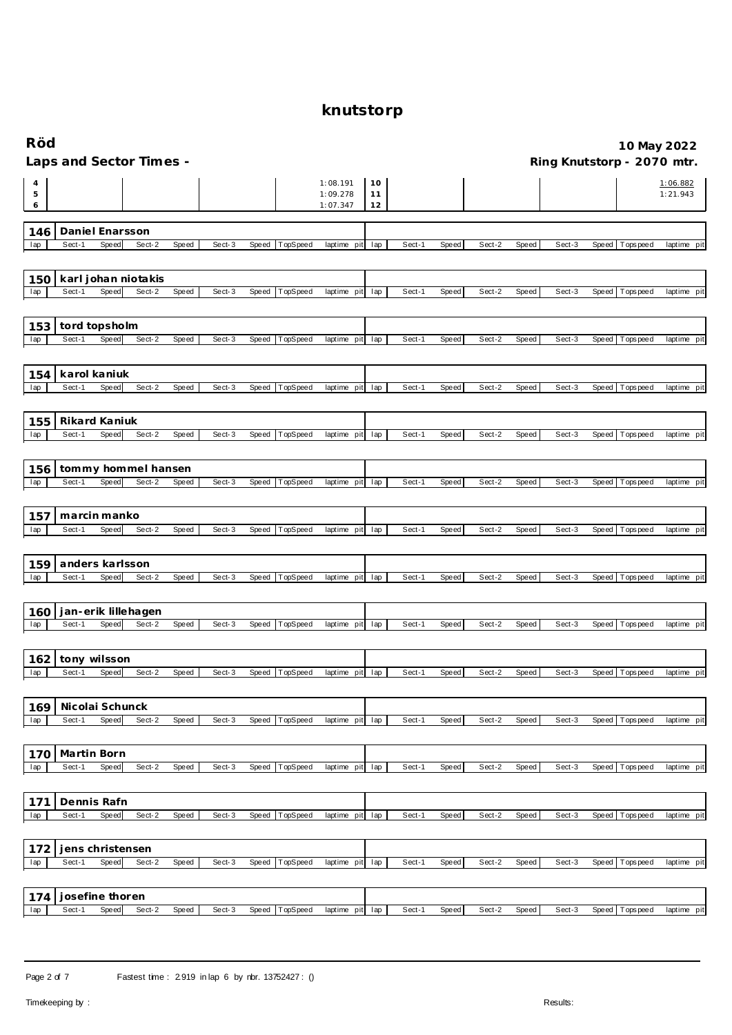# knutstorp

**Röd** | **10 May 2022**

**Laps and Sector Times -** | **Ring Knutstorp - 2070 mtr.**

| lap | Sect-1 | Speed | Sect-2 | Speed | Sect-3 | Speed | TopSpeed | laptime pit | lap | Sect-1 | Speed | Sect-2 | Speed | Sect-3 | Speed | Topspeed | laptime pit |
|---|---|---|---|---|---|---|---|---|---|---|---|---|---|---|---|---|---|
| 4 | | | | | | | | 1:08.191 | 10 | | | | | | | | 1:06.882 |
| 5 | | | | | | | | 1:09.278 | 11 | | | | | | | | 1:21.943 |
| 6 | | | | | | | | 1:07.347 | 12 | | | | | | | | |

## 146 Daniel Enarsson

| lap | Sect-1 | Speed | Sect-2 | Speed | Sect-3 | Speed | TopSpeed | laptime pit | lap | Sect-1 | Speed | Sect-2 | Speed | Sect-3 | Speed | Topspeed | laptime pit |
|---|---|---|---|---|---|---|---|---|---|---|---|---|---|---|---|---|---|

## 150 karl johan niotakis

| lap | Sect-1 | Speed | Sect-2 | Speed | Sect-3 | Speed | TopSpeed | laptime pit | lap | Sect-1 | Speed | Sect-2 | Speed | Sect-3 | Speed | Topspeed | laptime pit |
|---|---|---|---|---|---|---|---|---|---|---|---|---|---|---|---|---|---|

## 153 tord topsholm

| lap | Sect-1 | Speed | Sect-2 | Speed | Sect-3 | Speed | TopSpeed | laptime pit | lap | Sect-1 | Speed | Sect-2 | Speed | Sect-3 | Speed | Topspeed | laptime pit |
|---|---|---|---|---|---|---|---|---|---|---|---|---|---|---|---|---|---|

## 154 karol kaniuk

| lap | Sect-1 | Speed | Sect-2 | Speed | Sect-3 | Speed | TopSpeed | laptime pit | lap | Sect-1 | Speed | Sect-2 | Speed | Sect-3 | Speed | Topspeed | laptime pit |
|---|---|---|---|---|---|---|---|---|---|---|---|---|---|---|---|---|---|

## 155 Rikard Kaniuk

| lap | Sect-1 | Speed | Sect-2 | Speed | Sect-3 | Speed | TopSpeed | laptime pit | lap | Sect-1 | Speed | Sect-2 | Speed | Sect-3 | Speed | Topspeed | laptime pit |
|---|---|---|---|---|---|---|---|---|---|---|---|---|---|---|---|---|---|

## 156 tommy hommel hansen

| lap | Sect-1 | Speed | Sect-2 | Speed | Sect-3 | Speed | TopSpeed | laptime pit | lap | Sect-1 | Speed | Sect-2 | Speed | Sect-3 | Speed | Topspeed | laptime pit |
|---|---|---|---|---|---|---|---|---|---|---|---|---|---|---|---|---|---|

## 157 marcin manko

| lap | Sect-1 | Speed | Sect-2 | Speed | Sect-3 | Speed | TopSpeed | laptime pit | lap | Sect-1 | Speed | Sect-2 | Speed | Sect-3 | Speed | Topspeed | laptime pit |
|---|---|---|---|---|---|---|---|---|---|---|---|---|---|---|---|---|---|

## 159 anders karlsson

| lap | Sect-1 | Speed | Sect-2 | Speed | Sect-3 | Speed | TopSpeed | laptime pit | lap | Sect-1 | Speed | Sect-2 | Speed | Sect-3 | Speed | Topspeed | laptime pit |
|---|---|---|---|---|---|---|---|---|---|---|---|---|---|---|---|---|---|

## 160 jan-erik lillehagen

| lap | Sect-1 | Speed | Sect-2 | Speed | Sect-3 | Speed | TopSpeed | laptime pit | lap | Sect-1 | Speed | Sect-2 | Speed | Sect-3 | Speed | Topspeed | laptime pit |
|---|---|---|---|---|---|---|---|---|---|---|---|---|---|---|---|---|---|

## 162 tony wilsson

| lap | Sect-1 | Speed | Sect-2 | Speed | Sect-3 | Speed | TopSpeed | laptime pit | lap | Sect-1 | Speed | Sect-2 | Speed | Sect-3 | Speed | Topspeed | laptime pit |
|---|---|---|---|---|---|---|---|---|---|---|---|---|---|---|---|---|---|

## 169 Nicolai Schunck

| lap | Sect-1 | Speed | Sect-2 | Speed | Sect-3 | Speed | TopSpeed | laptime pit | lap | Sect-1 | Speed | Sect-2 | Speed | Sect-3 | Speed | Topspeed | laptime pit |
|---|---|---|---|---|---|---|---|---|---|---|---|---|---|---|---|---|---|

## 170 Martin Born

| lap | Sect-1 | Speed | Sect-2 | Speed | Sect-3 | Speed | TopSpeed | laptime pit | lap | Sect-1 | Speed | Sect-2 | Speed | Sect-3 | Speed | Topspeed | laptime pit |
|---|---|---|---|---|---|---|---|---|---|---|---|---|---|---|---|---|---|

## 171 Dennis Rafn

| lap | Sect-1 | Speed | Sect-2 | Speed | Sect-3 | Speed | TopSpeed | laptime pit | lap | Sect-1 | Speed | Sect-2 | Speed | Sect-3 | Speed | Topspeed | laptime pit |
|---|---|---|---|---|---|---|---|---|---|---|---|---|---|---|---|---|---|

## 172 jens christensen

| lap | Sect-1 | Speed | Sect-2 | Speed | Sect-3 | Speed | TopSpeed | laptime pit | lap | Sect-1 | Speed | Sect-2 | Speed | Sect-3 | Speed | Topspeed | laptime pit |
|---|---|---|---|---|---|---|---|---|---|---|---|---|---|---|---|---|---|

## 174 josefine thoren

| lap | Sect-1 | Speed | Sect-2 | Speed | Sect-3 | Speed | TopSpeed | laptime pit | lap | Sect-1 | Speed | Sect-2 | Speed | Sect-3 | Speed | Topspeed | laptime pit |
|---|---|---|---|---|---|---|---|---|---|---|---|---|---|---|---|---|---|

Fastest time : 2.919 in lap 6 by nbr. 13752427 : ()

Timekeeping by : | Results: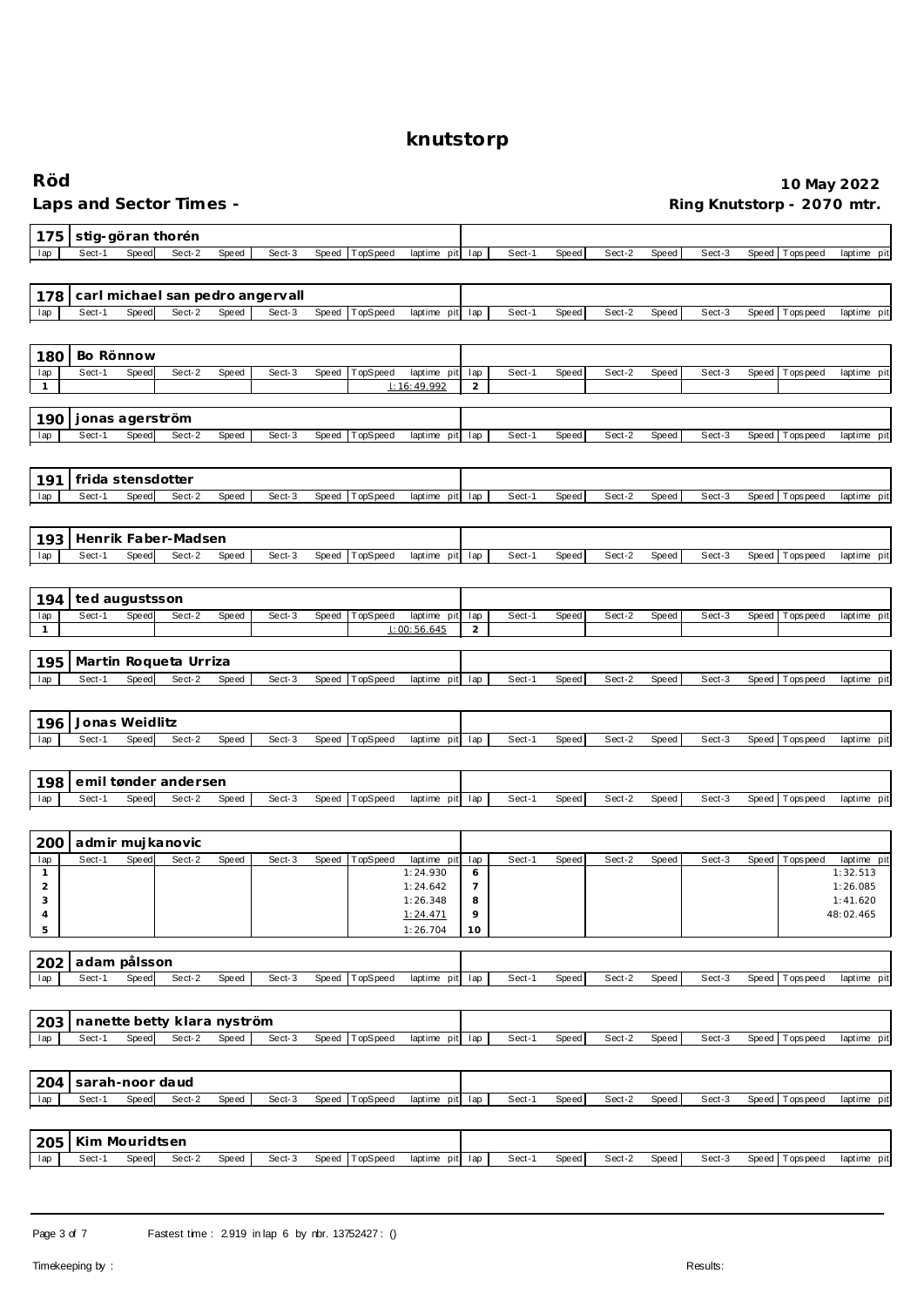# knutstorp

**Röd** **10 May 2022**

**Laps and Sector Times -** **Ring Knutstorp - 2070 mtr.**

## 175 stig-göran thorén

| lap | Sect-1 | Speed | Sect-2 | Speed | Sect-3 | Speed | TopSpeed | laptime pit | lap | Sect-1 | Speed | Sect-2 | Speed | Sect-3 | Speed | Topspeed | laptime pit |
|---|---|---|---|---|---|---|---|---|---|---|---|---|---|---|---|---|---|

## 178 carl michael san pedro angervall

| lap | Sect-1 | Speed | Sect-2 | Speed | Sect-3 | Speed | TopSpeed | laptime pit | lap | Sect-1 | Speed | Sect-2 | Speed | Sect-3 | Speed | Topspeed | laptime pit |
|---|---|---|---|---|---|---|---|---|---|---|---|---|---|---|---|---|---|

## 180 Bo Rönnow

| lap | Sect-1 | Speed | Sect-2 | Speed | Sect-3 | Speed | TopSpeed | laptime pit | lap | Sect-1 | Speed | Sect-2 | Speed | Sect-3 | Speed | Topspeed | laptime pit |
|---|---|---|---|---|---|---|---|---|---|---|---|---|---|---|---|---|---|
| 1 | | | | | | | | 1:16:49.992 | 2 | | | | | | | | |

## 190 jonas agerström

| lap | Sect-1 | Speed | Sect-2 | Speed | Sect-3 | Speed | TopSpeed | laptime pit | lap | Sect-1 | Speed | Sect-2 | Speed | Sect-3 | Speed | Topspeed | laptime pit |
|---|---|---|---|---|---|---|---|---|---|---|---|---|---|---|---|---|---|

## 191 frida stensdotter

| lap | Sect-1 | Speed | Sect-2 | Speed | Sect-3 | Speed | TopSpeed | laptime pit | lap | Sect-1 | Speed | Sect-2 | Speed | Sect-3 | Speed | Topspeed | laptime pit |
|---|---|---|---|---|---|---|---|---|---|---|---|---|---|---|---|---|---|

## 193 Henrik Faber-Madsen

| lap | Sect-1 | Speed | Sect-2 | Speed | Sect-3 | Speed | TopSpeed | laptime pit | lap | Sect-1 | Speed | Sect-2 | Speed | Sect-3 | Speed | Topspeed | laptime pit |
|---|---|---|---|---|---|---|---|---|---|---|---|---|---|---|---|---|---|

## 194 ted augustsson

| lap | Sect-1 | Speed | Sect-2 | Speed | Sect-3 | Speed | TopSpeed | laptime pit | lap | Sect-1 | Speed | Sect-2 | Speed | Sect-3 | Speed | Topspeed | laptime pit |
|---|---|---|---|---|---|---|---|---|---|---|---|---|---|---|---|---|---|
| 1 | | | | | | | | 1:00:56.645 | 2 | | | | | | | | |

## 195 Martin Roqueta Urriza

| lap | Sect-1 | Speed | Sect-2 | Speed | Sect-3 | Speed | TopSpeed | laptime pit | lap | Sect-1 | Speed | Sect-2 | Speed | Sect-3 | Speed | Topspeed | laptime pit |
|---|---|---|---|---|---|---|---|---|---|---|---|---|---|---|---|---|---|

## 196 Jonas Weidlitz

| lap | Sect-1 | Speed | Sect-2 | Speed | Sect-3 | Speed | TopSpeed | laptime pit | lap | Sect-1 | Speed | Sect-2 | Speed | Sect-3 | Speed | Topspeed | laptime pit |
|---|---|---|---|---|---|---|---|---|---|---|---|---|---|---|---|---|---|

## 198 emil tønder andersen

| lap | Sect-1 | Speed | Sect-2 | Speed | Sect-3 | Speed | TopSpeed | laptime pit | lap | Sect-1 | Speed | Sect-2 | Speed | Sect-3 | Speed | Topspeed | laptime pit |
|---|---|---|---|---|---|---|---|---|---|---|---|---|---|---|---|---|---|

## 200 admir mujkanovic

| lap | Sect-1 | Speed | Sect-2 | Speed | Sect-3 | Speed | TopSpeed | laptime pit | lap | Sect-1 | Speed | Sect-2 | Speed | Sect-3 | Speed | Topspeed | laptime pit |
|---|---|---|---|---|---|---|---|---|---|---|---|---|---|---|---|---|---|
| 1 | | | | | | | | 1:24.930 | 6 | | | | | | | | 1:32.513 |
| 2 | | | | | | | | 1:24.642 | 7 | | | | | | | | 1:26.085 |
| 3 | | | | | | | | 1:26.348 | 8 | | | | | | | | 1:41.620 |
| 4 | | | | | | | | 1:24.471 | 9 | | | | | | | | 48:02.465 |
| 5 | | | | | | | | 1:26.704 | 10 | | | | | | | | |

## 202 adam pålsson

| lap | Sect-1 | Speed | Sect-2 | Speed | Sect-3 | Speed | TopSpeed | laptime pit | lap | Sect-1 | Speed | Sect-2 | Speed | Sect-3 | Speed | Topspeed | laptime pit |
|---|---|---|---|---|---|---|---|---|---|---|---|---|---|---|---|---|---|

## 203 nanette betty klara nyström

| lap | Sect-1 | Speed | Sect-2 | Speed | Sect-3 | Speed | TopSpeed | laptime pit | lap | Sect-1 | Speed | Sect-2 | Speed | Sect-3 | Speed | Topspeed | laptime pit |
|---|---|---|---|---|---|---|---|---|---|---|---|---|---|---|---|---|---|

## 204 sarah-noor daud

| lap | Sect-1 | Speed | Sect-2 | Speed | Sect-3 | Speed | TopSpeed | laptime pit | lap | Sect-1 | Speed | Sect-2 | Speed | Sect-3 | Speed | Topspeed | laptime pit |
|---|---|---|---|---|---|---|---|---|---|---|---|---|---|---|---|---|---|

## 205 Kim Mouridtsen

| lap | Sect-1 | Speed | Sect-2 | Speed | Sect-3 | Speed | TopSpeed | laptime pit | lap | Sect-1 | Speed | Sect-2 | Speed | Sect-3 | Speed | Topspeed | laptime pit |
|---|---|---|---|---|---|---|---|---|---|---|---|---|---|---|---|---|---|

Fastest time : 2.919 in lap 6 by nbr. 13752427 : ()

Timekeeping by : Results: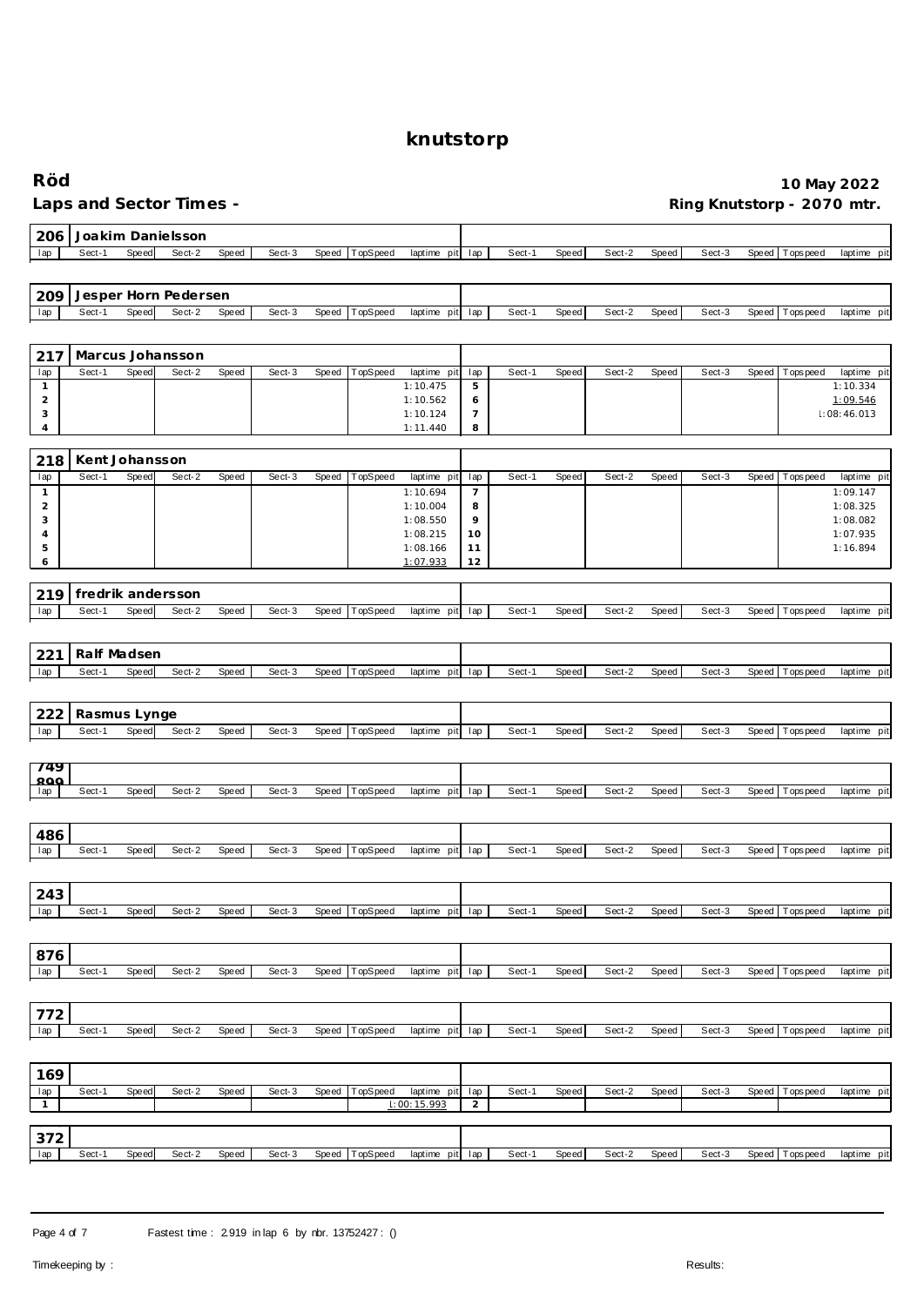# knutstorp

**Röd** **10 May 2022**

**Laps and Sector Times -** **Ring Knutstorp - 2070 mtr.**

## 206 Joakim Danielsson

| lap | Sect-1 | Speed | Sect-2 | Speed | Sect-3 | Speed | TopSpeed | laptime pit | lap | Sect-1 | Speed | Sect-2 | Speed | Sect-3 | Speed | Topspeed | laptime pit |
|---|---|---|---|---|---|---|---|---|---|---|---|---|---|---|---|---|---|

## 209 Jesper Horn Pedersen

| lap | Sect-1 | Speed | Sect-2 | Speed | Sect-3 | Speed | TopSpeed | laptime pit | lap | Sect-1 | Speed | Sect-2 | Speed | Sect-3 | Speed | Topspeed | laptime pit |
|---|---|---|---|---|---|---|---|---|---|---|---|---|---|---|---|---|---|

## 217 Marcus Johansson

| lap | Sect-1 | Speed | Sect-2 | Speed | Sect-3 | Speed | TopSpeed | laptime pit | lap | Sect-1 | Speed | Sect-2 | Speed | Sect-3 | Speed | Topspeed | laptime pit |
|---|---|---|---|---|---|---|---|---|---|---|---|---|---|---|---|---|---|
| 1 | | | | | | | | 1:10.475 | 5 | | | | | | | | 1:10.334 |
| 2 | | | | | | | | 1:10.562 | 6 | | | | | | | | 1:09.546 |
| 3 | | | | | | | | 1:10.124 | 7 | | | | | | | | l:08:46.013 |
| 4 | | | | | | | | 1:11.440 | 8 | | | | | | | | |

## 218 Kent Johansson

| lap | Sect-1 | Speed | Sect-2 | Speed | Sect-3 | Speed | TopSpeed | laptime pit | lap | Sect-1 | Speed | Sect-2 | Speed | Sect-3 | Speed | Topspeed | laptime pit |
|---|---|---|---|---|---|---|---|---|---|---|---|---|---|---|---|---|---|
| 1 | | | | | | | | 1:10.694 | 7 | | | | | | | | 1:09.147 |
| 2 | | | | | | | | 1:10.004 | 8 | | | | | | | | 1:08.325 |
| 3 | | | | | | | | 1:08.550 | 9 | | | | | | | | 1:08.082 |
| 4 | | | | | | | | 1:08.215 | 10 | | | | | | | | 1:07.935 |
| 5 | | | | | | | | 1:08.166 | 11 | | | | | | | | 1:16.894 |
| 6 | | | | | | | | 1:07.933 | 12 | | | | | | | | |

## 219 fredrik andersson

| lap | Sect-1 | Speed | Sect-2 | Speed | Sect-3 | Speed | TopSpeed | laptime pit | lap | Sect-1 | Speed | Sect-2 | Speed | Sect-3 | Speed | Topspeed | laptime pit |
|---|---|---|---|---|---|---|---|---|---|---|---|---|---|---|---|---|---|

## 221 Ralf Madsen

| lap | Sect-1 | Speed | Sect-2 | Speed | Sect-3 | Speed | TopSpeed | laptime pit | lap | Sect-1 | Speed | Sect-2 | Speed | Sect-3 | Speed | Topspeed | laptime pit |
|---|---|---|---|---|---|---|---|---|---|---|---|---|---|---|---|---|---|

## 222 Rasmus Lynge

| lap | Sect-1 | Speed | Sect-2 | Speed | Sect-3 | Speed | TopSpeed | laptime pit | lap | Sect-1 | Speed | Sect-2 | Speed | Sect-3 | Speed | Topspeed | laptime pit |
|---|---|---|---|---|---|---|---|---|---|---|---|---|---|---|---|---|---|

## 749 899

| lap | Sect-1 | Speed | Sect-2 | Speed | Sect-3 | Speed | TopSpeed | laptime pit | lap | Sect-1 | Speed | Sect-2 | Speed | Sect-3 | Speed | Topspeed | laptime pit |
|---|---|---|---|---|---|---|---|---|---|---|---|---|---|---|---|---|---|

## 486

| lap | Sect-1 | Speed | Sect-2 | Speed | Sect-3 | Speed | TopSpeed | laptime pit | lap | Sect-1 | Speed | Sect-2 | Speed | Sect-3 | Speed | Topspeed | laptime pit |
|---|---|---|---|---|---|---|---|---|---|---|---|---|---|---|---|---|---|

## 243

| lap | Sect-1 | Speed | Sect-2 | Speed | Sect-3 | Speed | TopSpeed | laptime pit | lap | Sect-1 | Speed | Sect-2 | Speed | Sect-3 | Speed | Topspeed | laptime pit |
|---|---|---|---|---|---|---|---|---|---|---|---|---|---|---|---|---|---|

## 876

| lap | Sect-1 | Speed | Sect-2 | Speed | Sect-3 | Speed | TopSpeed | laptime pit | lap | Sect-1 | Speed | Sect-2 | Speed | Sect-3 | Speed | Topspeed | laptime pit |
|---|---|---|---|---|---|---|---|---|---|---|---|---|---|---|---|---|---|

## 772

| lap | Sect-1 | Speed | Sect-2 | Speed | Sect-3 | Speed | TopSpeed | laptime pit | lap | Sect-1 | Speed | Sect-2 | Speed | Sect-3 | Speed | Topspeed | laptime pit |
|---|---|---|---|---|---|---|---|---|---|---|---|---|---|---|---|---|---|

## 169

| lap | Sect-1 | Speed | Sect-2 | Speed | Sect-3 | Speed | TopSpeed | laptime pit | lap | Sect-1 | Speed | Sect-2 | Speed | Sect-3 | Speed | Topspeed | laptime pit |
|---|---|---|---|---|---|---|---|---|---|---|---|---|---|---|---|---|---|
| 1 | | | | | | | | l:00:15.993 | 2 | | | | | | | | |

## 372

| lap | Sect-1 | Speed | Sect-2 | Speed | Sect-3 | Speed | TopSpeed | laptime pit | lap | Sect-1 | Speed | Sect-2 | Speed | Sect-3 | Speed | Topspeed | laptime pit |
|---|---|---|---|---|---|---|---|---|---|---|---|---|---|---|---|---|---|

Fastest time : 2.919 in lap 6 by nbr. 13752427 : ()

Timekeeping by : Results: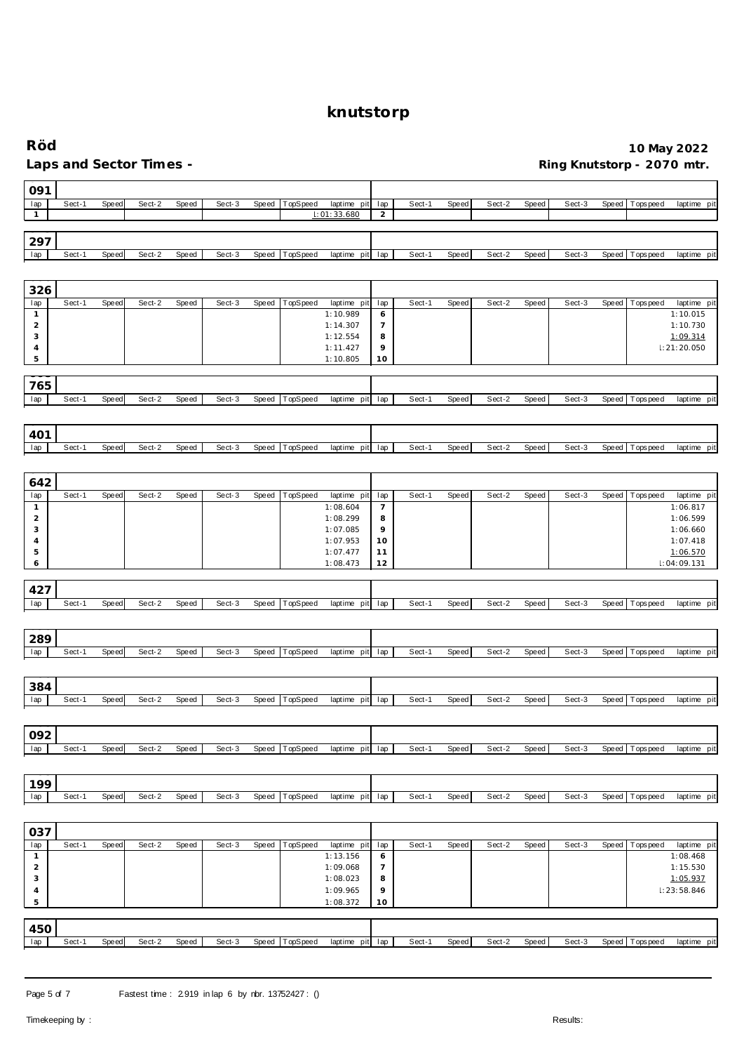# knutstorp

**Röd** — **10 May 2022**

**Laps and Sector Times -** — **Ring Knutstorp - 2070 mtr.**

### 091

| lap | Sect-1 | Speed | Sect-2 | Speed | Sect-3 | Speed | TopSpeed | laptime pit | lap | Sect-1 | Speed | Sect-2 | Speed | Sect-3 | Speed | Topspeed | laptime pit |
|---|---|---|---|---|---|---|---|---|---|---|---|---|---|---|---|---|---|
| 1 | | | | | | | | l:01:33.680 | 2 | | | | | | | | |

### 297

| lap | Sect-1 | Speed | Sect-2 | Speed | Sect-3 | Speed | TopSpeed | laptime pit | lap | Sect-1 | Speed | Sect-2 | Speed | Sect-3 | Speed | Topspeed | laptime pit |
|---|---|---|---|---|---|---|---|---|---|---|---|---|---|---|---|---|---|

### 326

| lap | Sect-1 | Speed | Sect-2 | Speed | Sect-3 | Speed | TopSpeed | laptime pit | lap | Sect-1 | Speed | Sect-2 | Speed | Sect-3 | Speed | Topspeed | laptime pit |
|---|---|---|---|---|---|---|---|---|---|---|---|---|---|---|---|---|---|
| 1 | | | | | | | | 1:10.989 | 6 | | | | | | | | 1:10.015 |
| 2 | | | | | | | | 1:14.307 | 7 | | | | | | | | 1:10.730 |
| 3 | | | | | | | | 1:12.554 | 8 | | | | | | | | 1:09.314 |
| 4 | | | | | | | | 1:11.427 | 9 | | | | | | | | l:21:20.050 |
| 5 | | | | | | | | 1:10.805 | 10 | | | | | | | | |

### 765

| lap | Sect-1 | Speed | Sect-2 | Speed | Sect-3 | Speed | TopSpeed | laptime pit | lap | Sect-1 | Speed | Sect-2 | Speed | Sect-3 | Speed | Topspeed | laptime pit |
|---|---|---|---|---|---|---|---|---|---|---|---|---|---|---|---|---|---|

### 401

| lap | Sect-1 | Speed | Sect-2 | Speed | Sect-3 | Speed | TopSpeed | laptime pit | lap | Sect-1 | Speed | Sect-2 | Speed | Sect-3 | Speed | Topspeed | laptime pit |
|---|---|---|---|---|---|---|---|---|---|---|---|---|---|---|---|---|---|

### 642

| lap | Sect-1 | Speed | Sect-2 | Speed | Sect-3 | Speed | TopSpeed | laptime pit | lap | Sect-1 | Speed | Sect-2 | Speed | Sect-3 | Speed | Topspeed | laptime pit |
|---|---|---|---|---|---|---|---|---|---|---|---|---|---|---|---|---|---|
| 1 | | | | | | | | 1:08.604 | 7 | | | | | | | | 1:06.817 |
| 2 | | | | | | | | 1:08.299 | 8 | | | | | | | | 1:06.599 |
| 3 | | | | | | | | 1:07.085 | 9 | | | | | | | | 1:06.660 |
| 4 | | | | | | | | 1:07.953 | 10 | | | | | | | | 1:07.418 |
| 5 | | | | | | | | 1:07.477 | 11 | | | | | | | | 1:06.570 |
| 6 | | | | | | | | 1:08.473 | 12 | | | | | | | | l:04:09.131 |

### 427

| lap | Sect-1 | Speed | Sect-2 | Speed | Sect-3 | Speed | TopSpeed | laptime pit | lap | Sect-1 | Speed | Sect-2 | Speed | Sect-3 | Speed | Topspeed | laptime pit |
|---|---|---|---|---|---|---|---|---|---|---|---|---|---|---|---|---|---|

### 289

| lap | Sect-1 | Speed | Sect-2 | Speed | Sect-3 | Speed | TopSpeed | laptime pit | lap | Sect-1 | Speed | Sect-2 | Speed | Sect-3 | Speed | Topspeed | laptime pit |
|---|---|---|---|---|---|---|---|---|---|---|---|---|---|---|---|---|---|

### 384

| lap | Sect-1 | Speed | Sect-2 | Speed | Sect-3 | Speed | TopSpeed | laptime pit | lap | Sect-1 | Speed | Sect-2 | Speed | Sect-3 | Speed | Topspeed | laptime pit |
|---|---|---|---|---|---|---|---|---|---|---|---|---|---|---|---|---|---|

### 092

| lap | Sect-1 | Speed | Sect-2 | Speed | Sect-3 | Speed | TopSpeed | laptime pit | lap | Sect-1 | Speed | Sect-2 | Speed | Sect-3 | Speed | Topspeed | laptime pit |
|---|---|---|---|---|---|---|---|---|---|---|---|---|---|---|---|---|---|

### 199

| lap | Sect-1 | Speed | Sect-2 | Speed | Sect-3 | Speed | TopSpeed | laptime pit | lap | Sect-1 | Speed | Sect-2 | Speed | Sect-3 | Speed | Topspeed | laptime pit |
|---|---|---|---|---|---|---|---|---|---|---|---|---|---|---|---|---|---|

### 037

| lap | Sect-1 | Speed | Sect-2 | Speed | Sect-3 | Speed | TopSpeed | laptime pit | lap | Sect-1 | Speed | Sect-2 | Speed | Sect-3 | Speed | Topspeed | laptime pit |
|---|---|---|---|---|---|---|---|---|---|---|---|---|---|---|---|---|---|
| 1 | | | | | | | | 1:13.156 | 6 | | | | | | | | 1:08.468 |
| 2 | | | | | | | | 1:09.068 | 7 | | | | | | | | 1:15.530 |
| 3 | | | | | | | | 1:08.023 | 8 | | | | | | | | 1:05.937 |
| 4 | | | | | | | | 1:09.965 | 9 | | | | | | | | l:23:58.846 |
| 5 | | | | | | | | 1:08.372 | 10 | | | | | | | | |

### 450

| lap | Sect-1 | Speed | Sect-2 | Speed | Sect-3 | Speed | TopSpeed | laptime pit | lap | Sect-1 | Speed | Sect-2 | Speed | Sect-3 | Speed | Topspeed | laptime pit |
|---|---|---|---|---|---|---|---|---|---|---|---|---|---|---|---|---|---|

Fastest time : 2.919 in lap 6 by nbr. 13752427 : ()

Timekeeping by : — Results: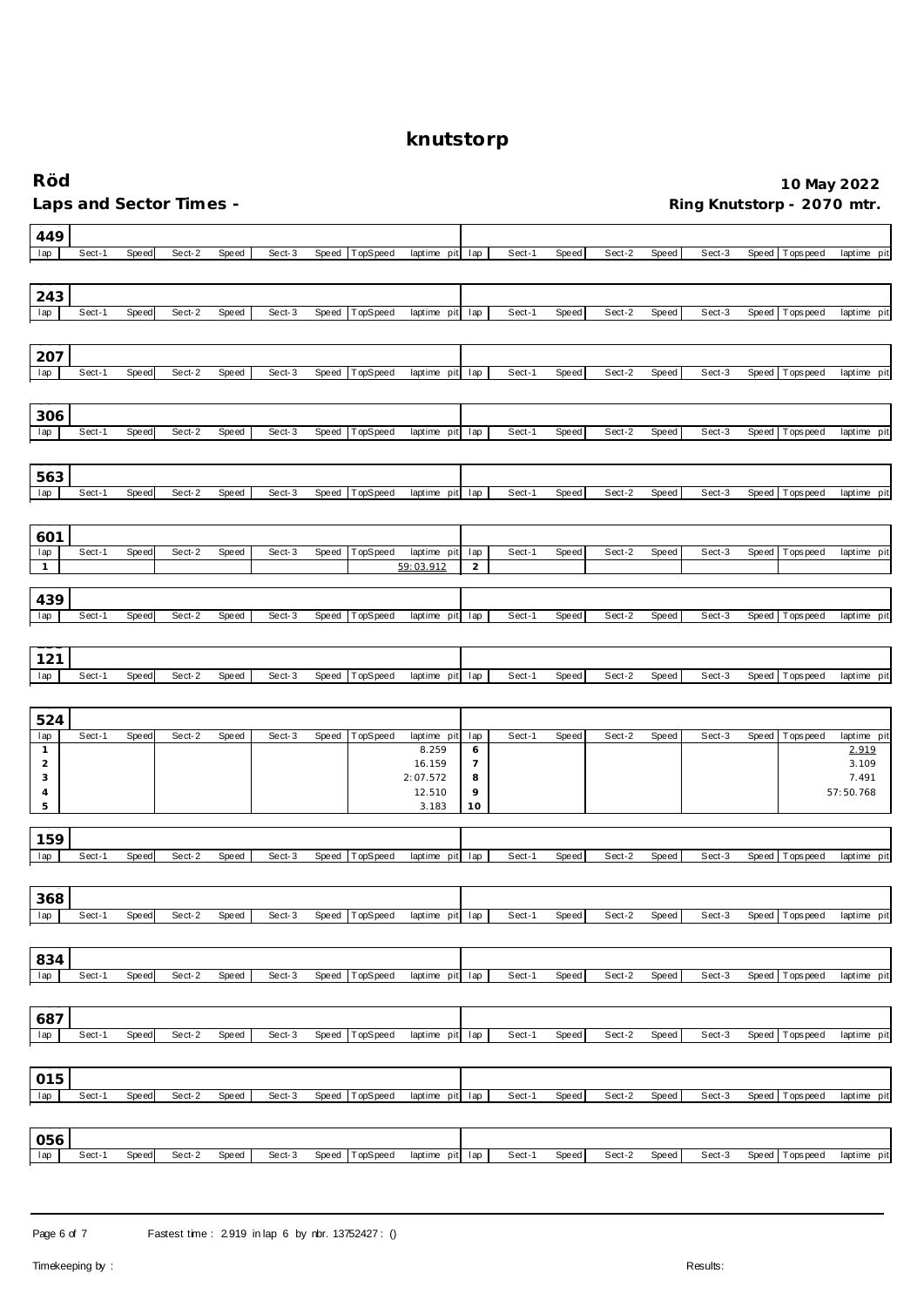# knutstorp

**Röd**

**Laps and Sector Times -**

**10 May 2022**

**Ring Knutstorp - 2070 mtr.**

## 449

| lap | Sect-1 | Speed | Sect-2 | Speed | Sect-3 | Speed | TopSpeed | laptime pit | lap | Sect-1 | Speed | Sect-2 | Speed | Sect-3 | Speed | Topspeed | laptime pit |
|---|---|---|---|---|---|---|---|---|---|---|---|---|---|---|---|---|---|

## 243

| lap | Sect-1 | Speed | Sect-2 | Speed | Sect-3 | Speed | TopSpeed | laptime pit | lap | Sect-1 | Speed | Sect-2 | Speed | Sect-3 | Speed | Topspeed | laptime pit |
|---|---|---|---|---|---|---|---|---|---|---|---|---|---|---|---|---|---|

## 207

| lap | Sect-1 | Speed | Sect-2 | Speed | Sect-3 | Speed | TopSpeed | laptime pit | lap | Sect-1 | Speed | Sect-2 | Speed | Sect-3 | Speed | Topspeed | laptime pit |
|---|---|---|---|---|---|---|---|---|---|---|---|---|---|---|---|---|---|

## 306

| lap | Sect-1 | Speed | Sect-2 | Speed | Sect-3 | Speed | TopSpeed | laptime pit | lap | Sect-1 | Speed | Sect-2 | Speed | Sect-3 | Speed | Topspeed | laptime pit |
|---|---|---|---|---|---|---|---|---|---|---|---|---|---|---|---|---|---|

## 563

| lap | Sect-1 | Speed | Sect-2 | Speed | Sect-3 | Speed | TopSpeed | laptime pit | lap | Sect-1 | Speed | Sect-2 | Speed | Sect-3 | Speed | Topspeed | laptime pit |
|---|---|---|---|---|---|---|---|---|---|---|---|---|---|---|---|---|---|

## 601

| lap | Sect-1 | Speed | Sect-2 | Speed | Sect-3 | Speed | TopSpeed | laptime pit | lap | Sect-1 | Speed | Sect-2 | Speed | Sect-3 | Speed | Topspeed | laptime pit |
|---|---|---|---|---|---|---|---|---|---|---|---|---|---|---|---|---|---|
| 1 | | | | | | | | 59:03.912 | 2 | | | | | | | | |

## 439

| lap | Sect-1 | Speed | Sect-2 | Speed | Sect-3 | Speed | TopSpeed | laptime pit | lap | Sect-1 | Speed | Sect-2 | Speed | Sect-3 | Speed | Topspeed | laptime pit |
|---|---|---|---|---|---|---|---|---|---|---|---|---|---|---|---|---|---|

## 121

| lap | Sect-1 | Speed | Sect-2 | Speed | Sect-3 | Speed | TopSpeed | laptime pit | lap | Sect-1 | Speed | Sect-2 | Speed | Sect-3 | Speed | Topspeed | laptime pit |
|---|---|---|---|---|---|---|---|---|---|---|---|---|---|---|---|---|---|

## 524

| lap | Sect-1 | Speed | Sect-2 | Speed | Sect-3 | Speed | TopSpeed | laptime pit | lap | Sect-1 | Speed | Sect-2 | Speed | Sect-3 | Speed | Topspeed | laptime pit |
|---|---|---|---|---|---|---|---|---|---|---|---|---|---|---|---|---|---|
| 1 | | | | | | | | 8.259 | 6 | | | | | | | | 2.919 |
| 2 | | | | | | | | 16.159 | 7 | | | | | | | | 3.109 |
| 3 | | | | | | | | 2:07.572 | 8 | | | | | | | | 7.491 |
| 4 | | | | | | | | 12.510 | 9 | | | | | | | | 57:50.768 |
| 5 | | | | | | | | 3.183 | 10 | | | | | | | | |

## 159

| lap | Sect-1 | Speed | Sect-2 | Speed | Sect-3 | Speed | TopSpeed | laptime pit | lap | Sect-1 | Speed | Sect-2 | Speed | Sect-3 | Speed | Topspeed | laptime pit |
|---|---|---|---|---|---|---|---|---|---|---|---|---|---|---|---|---|---|

## 368

| lap | Sect-1 | Speed | Sect-2 | Speed | Sect-3 | Speed | TopSpeed | laptime pit | lap | Sect-1 | Speed | Sect-2 | Speed | Sect-3 | Speed | Topspeed | laptime pit |
|---|---|---|---|---|---|---|---|---|---|---|---|---|---|---|---|---|---|

## 834

| lap | Sect-1 | Speed | Sect-2 | Speed | Sect-3 | Speed | TopSpeed | laptime pit | lap | Sect-1 | Speed | Sect-2 | Speed | Sect-3 | Speed | Topspeed | laptime pit |
|---|---|---|---|---|---|---|---|---|---|---|---|---|---|---|---|---|---|

## 687

| lap | Sect-1 | Speed | Sect-2 | Speed | Sect-3 | Speed | TopSpeed | laptime pit | lap | Sect-1 | Speed | Sect-2 | Speed | Sect-3 | Speed | Topspeed | laptime pit |
|---|---|---|---|---|---|---|---|---|---|---|---|---|---|---|---|---|---|

## 015

| lap | Sect-1 | Speed | Sect-2 | Speed | Sect-3 | Speed | TopSpeed | laptime pit | lap | Sect-1 | Speed | Sect-2 | Speed | Sect-3 | Speed | Topspeed | laptime pit |
|---|---|---|---|---|---|---|---|---|---|---|---|---|---|---|---|---|---|

## 056

| lap | Sect-1 | Speed | Sect-2 | Speed | Sect-3 | Speed | TopSpeed | laptime pit | lap | Sect-1 | Speed | Sect-2 | Speed | Sect-3 | Speed | Topspeed | laptime pit |
|---|---|---|---|---|---|---|---|---|---|---|---|---|---|---|---|---|---|

Fastest time : 2.919 in lap 6 by nbr. 13752427 : ()

Timekeeping by :

Results: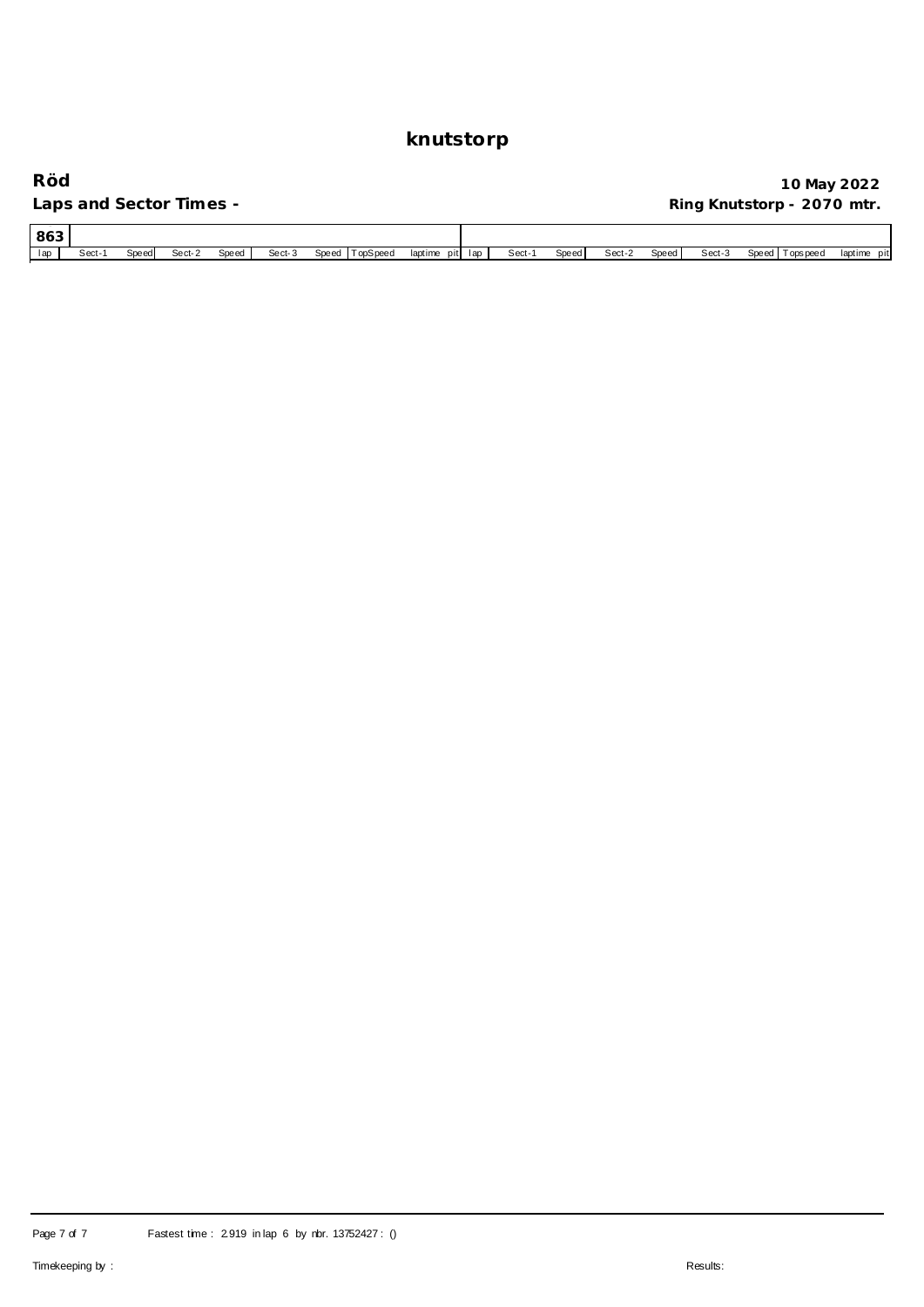# knutstorp

**Röd**

**Laps and Sector Times -**

**10 May 2022**

**Ring Knutstorp - 2070 mtr.**

| 863 | | | | | | | | | | | | | | | | | | | | | |
|---|---|---|---|---|---|---|---|---|---|---|---|---|---|---|---|---|---|---|---|---|---|
| lap | Sect-1 | Speed | Sect-2 | Speed | Sect-3 | Speed | TopSpeed | laptime | pit | lap | Sect-1 | Speed | Sect-2 | Speed | Sect-3 | Speed | Topspeed | laptime | pit | | |

Fastest time : 2.919 in lap 6 by nbr. 13752427 : ()

Timekeeping by :

Results: